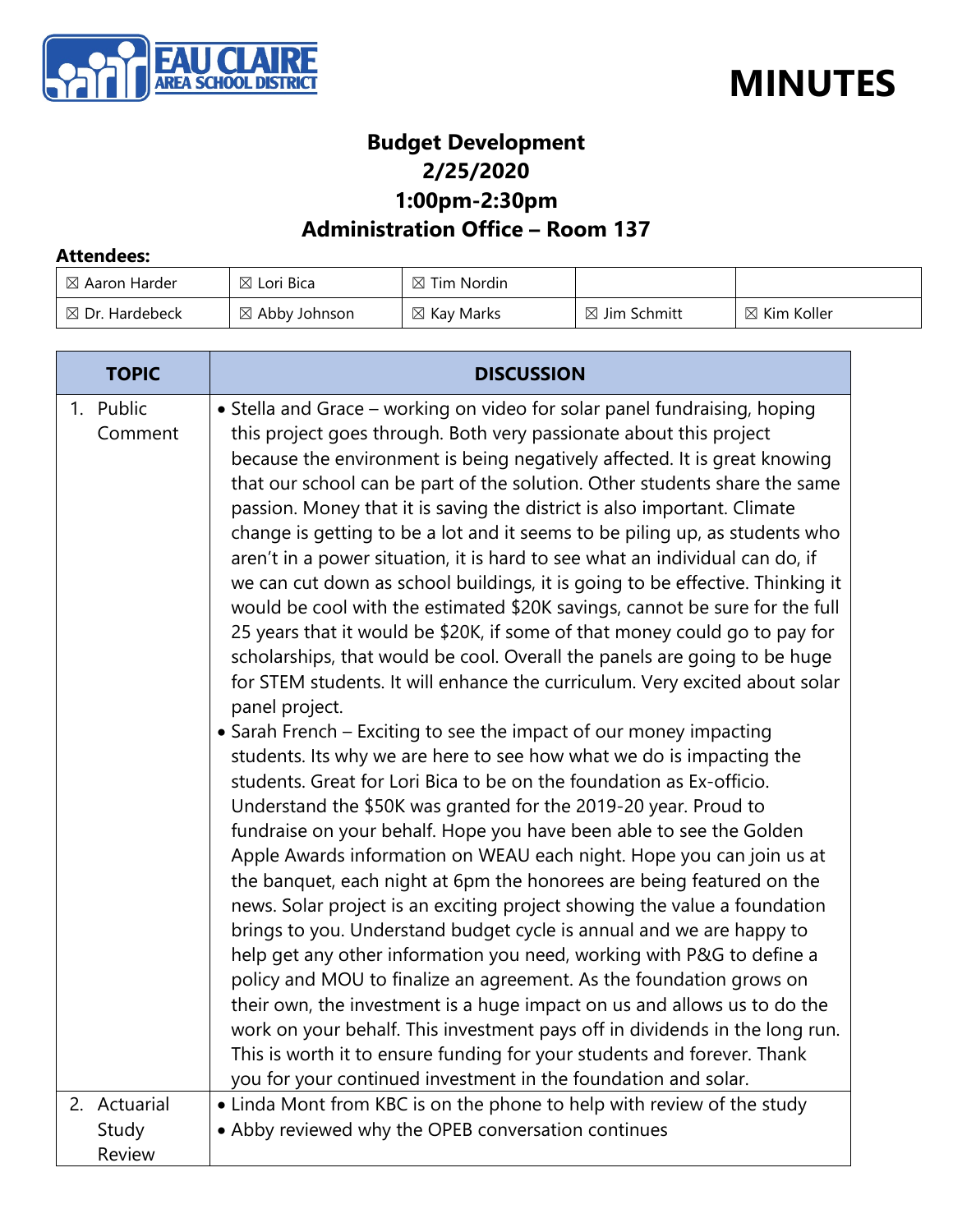EAU CLAIRE AREA SCHOOL DISTRICT

# MINUTES

## Budget Development
## 2/25/2020
## 1:00pm-2:30pm
## Administration Office – Room 137

**Attendees:**

| | | | | |
|---|---|---|---|---|
| ☒ Aaron Harder | ☒ Lori Bica | ☒ Tim Nordin | | |
| ☒ Dr. Hardebeck | ☒ Abby Johnson | ☒ Kay Marks | ☒ Jim Schmitt | ☒ Kim Koller |

| TOPIC | DISCUSSION |
|---|---|
| 1. Public Comment | • Stella and Grace – working on video for solar panel fundraising, hoping this project goes through. Both very passionate about this project because the environment is being negatively affected. It is great knowing that our school can be part of the solution. Other students share the same passion. Money that it is saving the district is also important. Climate change is getting to be a lot and it seems to be piling up, as students who aren't in a power situation, it is hard to see what an individual can do, if we can cut down as school buildings, it is going to be effective. Thinking it would be cool with the estimated $20K savings, cannot be sure for the full 25 years that it would be $20K, if some of that money could go to pay for scholarships, that would be cool. Overall the panels are going to be huge for STEM students. It will enhance the curriculum. Very excited about solar panel project.<br>• Sarah French – Exciting to see the impact of our money impacting students. Its why we are here to see how what we do is impacting the students. Great for Lori Bica to be on the foundation as Ex-officio. Understand the $50K was granted for the 2019-20 year. Proud to fundraise on your behalf. Hope you have been able to see the Golden Apple Awards information on WEAU each night. Hope you can join us at the banquet, each night at 6pm the honorees are being featured on the news. Solar project is an exciting project showing the value a foundation brings to you. Understand budget cycle is annual and we are happy to help get any other information you need, working with P&G to define a policy and MOU to finalize an agreement. As the foundation grows on their own, the investment is a huge impact on us and allows us to do the work on your behalf. This investment pays off in dividends in the long run. This is worth it to ensure funding for your students and forever. Thank you for your continued investment in the foundation and solar. |
| 2. Actuarial Study Review | • Linda Mont from KBC is on the phone to help with review of the study<br>• Abby reviewed why the OPEB conversation continues |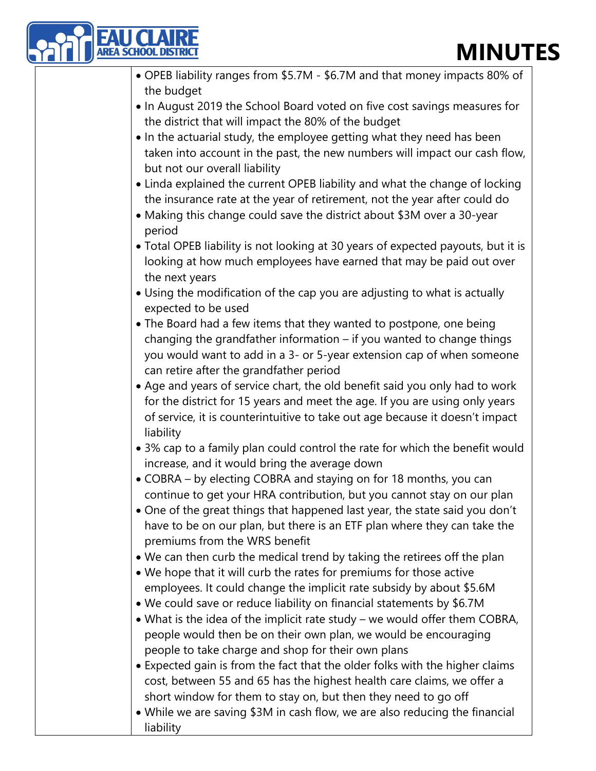- OPEB liability ranges from $5.7M - $6.7M and that money impacts 80% of the budget
- In August 2019 the School Board voted on five cost savings measures for the district that will impact the 80% of the budget
- In the actuarial study, the employee getting what they need has been taken into account in the past, the new numbers will impact our cash flow, but not our overall liability
- Linda explained the current OPEB liability and what the change of locking the insurance rate at the year of retirement, not the year after could do
- Making this change could save the district about $3M over a 30-year period
- Total OPEB liability is not looking at 30 years of expected payouts, but it is looking at how much employees have earned that may be paid out over the next years
- Using the modification of the cap you are adjusting to what is actually expected to be used
- The Board had a few items that they wanted to postpone, one being changing the grandfather information – if you wanted to change things you would want to add in a 3- or 5-year extension cap of when someone can retire after the grandfather period
- Age and years of service chart, the old benefit said you only had to work for the district for 15 years and meet the age. If you are using only years of service, it is counterintuitive to take out age because it doesn't impact liability
- 3% cap to a family plan could control the rate for which the benefit would increase, and it would bring the average down
- COBRA – by electing COBRA and staying on for 18 months, you can continue to get your HRA contribution, but you cannot stay on our plan
- One of the great things that happened last year, the state said you don't have to be on our plan, but there is an ETF plan where they can take the premiums from the WRS benefit
- We can then curb the medical trend by taking the retirees off the plan
- We hope that it will curb the rates for premiums for those active employees. It could change the implicit rate subsidy by about $5.6M
- We could save or reduce liability on financial statements by $6.7M
- What is the idea of the implicit rate study – we would offer them COBRA, people would then be on their own plan, we would be encouraging people to take charge and shop for their own plans
- Expected gain is from the fact that the older folks with the higher claims cost, between 55 and 65 has the highest health care claims, we offer a short window for them to stay on, but then they need to go off
- While we are saving $3M in cash flow, we are also reducing the financial liability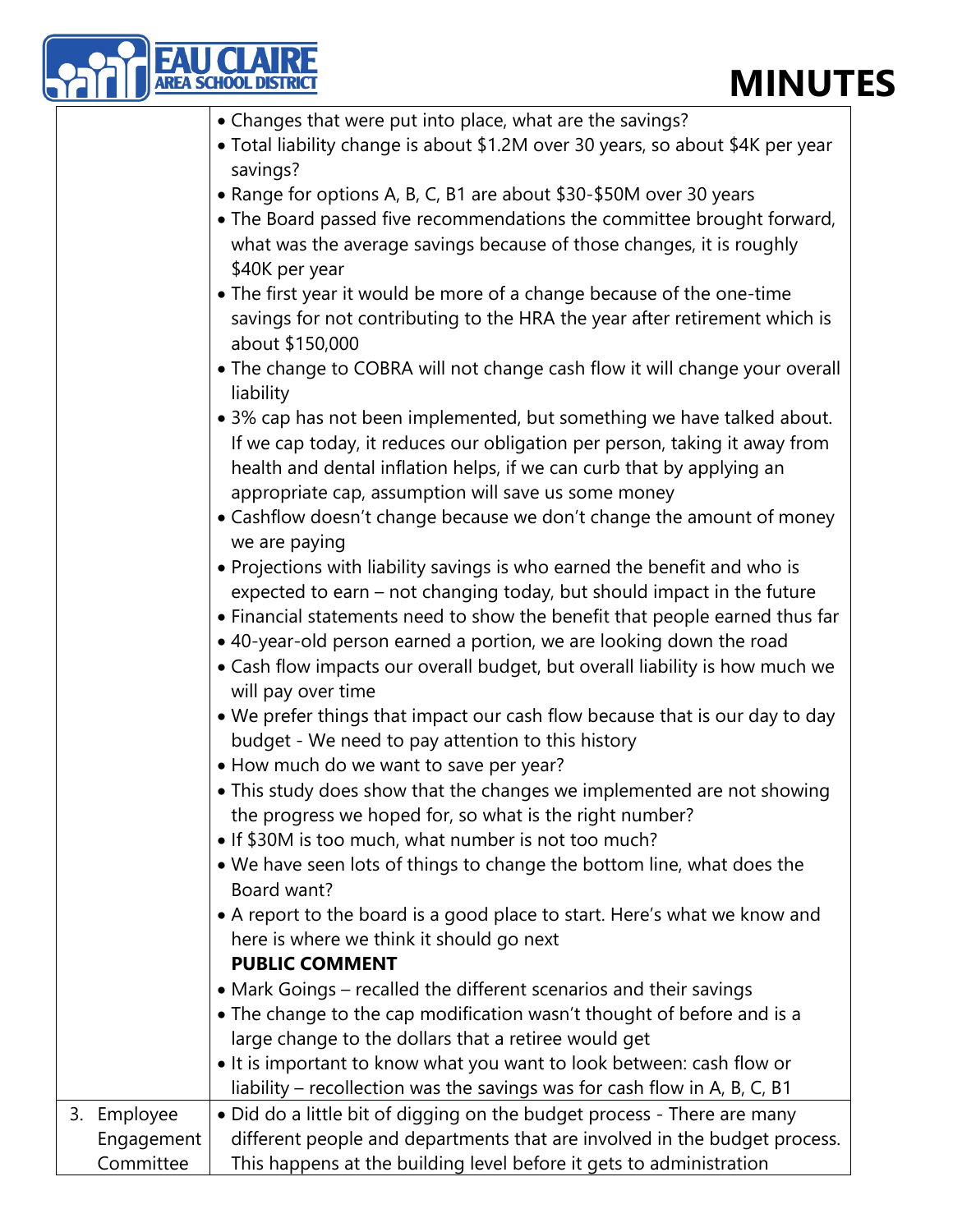| | |
|---|---|
| | • Changes that were put into place, what are the savings?<br>• Total liability change is about $1.2M over 30 years, so about $4K per year savings?<br>• Range for options A, B, C, B1 are about $30-$50M over 30 years<br>• The Board passed five recommendations the committee brought forward, what was the average savings because of those changes, it is roughly $40K per year<br>• The first year it would be more of a change because of the one-time savings for not contributing to the HRA the year after retirement which is about $150,000<br>• The change to COBRA will not change cash flow it will change your overall liability<br>• 3% cap has not been implemented, but something we have talked about. If we cap today, it reduces our obligation per person, taking it away from health and dental inflation helps, if we can curb that by applying an appropriate cap, assumption will save us some money<br>• Cashflow doesn't change because we don't change the amount of money we are paying<br>• Projections with liability savings is who earned the benefit and who is expected to earn – not changing today, but should impact in the future<br>• Financial statements need to show the benefit that people earned thus far<br>• 40-year-old person earned a portion, we are looking down the road<br>• Cash flow impacts our overall budget, but overall liability is how much we will pay over time<br>• We prefer things that impact our cash flow because that is our day to day budget - We need to pay attention to this history<br>• How much do we want to save per year?<br>• This study does show that the changes we implemented are not showing the progress we hoped for, so what is the right number?<br>• If $30M is too much, what number is not too much?<br>• We have seen lots of things to change the bottom line, what does the Board want?<br>• A report to the board is a good place to start. Here's what we know and here is where we think it should go next<br>**PUBLIC COMMENT**<br>• Mark Goings – recalled the different scenarios and their savings<br>• The change to the cap modification wasn't thought of before and is a large change to the dollars that a retiree would get<br>• It is important to know what you want to look between: cash flow or liability – recollection was the savings was for cash flow in A, B, C, B1 |
| 3. Employee Engagement Committee | • Did do a little bit of digging on the budget process - There are many different people and departments that are involved in the budget process. This happens at the building level before it gets to administration |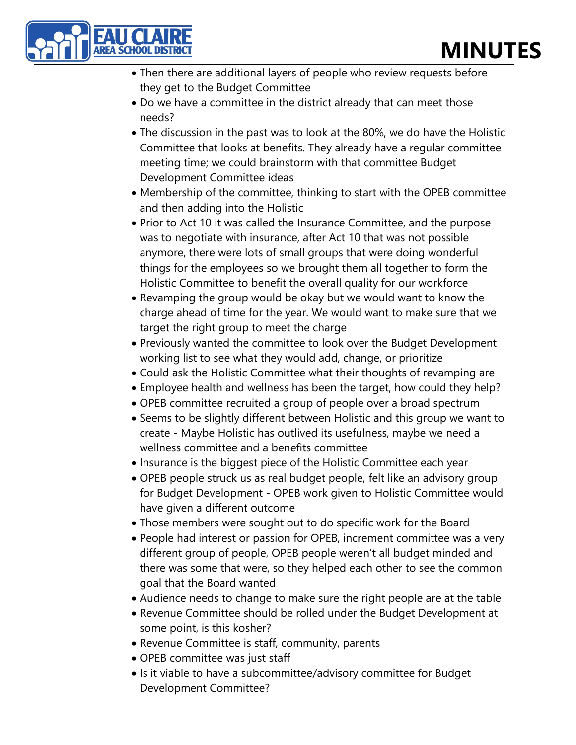- Then there are additional layers of people who review requests before they get to the Budget Committee
- Do we have a committee in the district already that can meet those needs?
- The discussion in the past was to look at the 80%, we do have the Holistic Committee that looks at benefits. They already have a regular committee meeting time; we could brainstorm with that committee Budget Development Committee ideas
- Membership of the committee, thinking to start with the OPEB committee and then adding into the Holistic
- Prior to Act 10 it was called the Insurance Committee, and the purpose was to negotiate with insurance, after Act 10 that was not possible anymore, there were lots of small groups that were doing wonderful things for the employees so we brought them all together to form the Holistic Committee to benefit the overall quality for our workforce
- Revamping the group would be okay but we would want to know the charge ahead of time for the year. We would want to make sure that we target the right group to meet the charge
- Previously wanted the committee to look over the Budget Development working list to see what they would add, change, or prioritize
- Could ask the Holistic Committee what their thoughts of revamping are
- Employee health and wellness has been the target, how could they help?
- OPEB committee recruited a group of people over a broad spectrum
- Seems to be slightly different between Holistic and this group we want to create - Maybe Holistic has outlived its usefulness, maybe we need a wellness committee and a benefits committee
- Insurance is the biggest piece of the Holistic Committee each year
- OPEB people struck us as real budget people, felt like an advisory group for Budget Development - OPEB work given to Holistic Committee would have given a different outcome
- Those members were sought out to do specific work for the Board
- People had interest or passion for OPEB, increment committee was a very different group of people, OPEB people weren't all budget minded and there was some that were, so they helped each other to see the common goal that the Board wanted
- Audience needs to change to make sure the right people are at the table
- Revenue Committee should be rolled under the Budget Development at some point, is this kosher?
- Revenue Committee is staff, community, parents
- OPEB committee was just staff
- Is it viable to have a subcommittee/advisory committee for Budget Development Committee?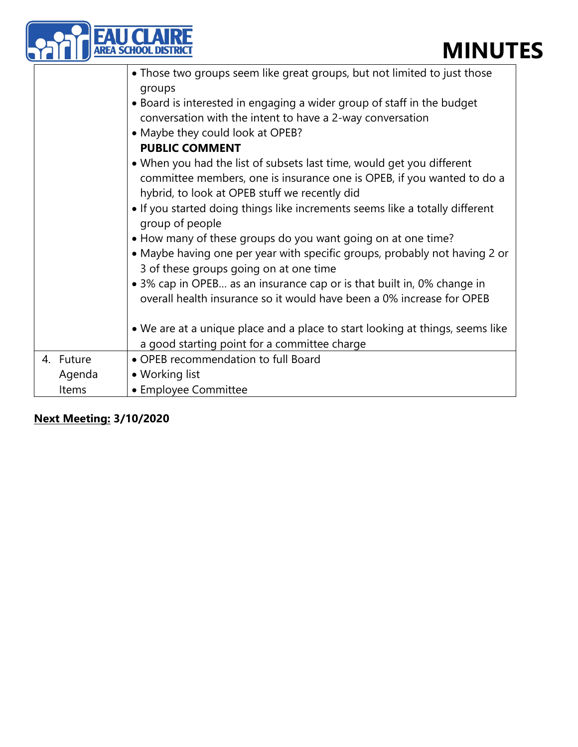| | |
|---|---|
| | • Those two groups seem like great groups, but not limited to just those groups<br>• Board is interested in engaging a wider group of staff in the budget conversation with the intent to have a 2-way conversation<br>• Maybe they could look at OPEB?<br>**PUBLIC COMMENT**<br>• When you had the list of subsets last time, would get you different committee members, one is insurance one is OPEB, if you wanted to do a hybrid, to look at OPEB stuff we recently did<br>• If you started doing things like increments seems like a totally different group of people<br>• How many of these groups do you want going on at one time?<br>• Maybe having one per year with specific groups, probably not having 2 or 3 of these groups going on at one time<br>• 3% cap in OPEB… as an insurance cap or is that built in, 0% change in overall health insurance so it would have been a 0% increase for OPEB<br><br>• We are at a unique place and a place to start looking at things, seems like a good starting point for a committee charge |
| 4. Future Agenda Items | • OPEB recommendation to full Board<br>• Working list<br>• Employee Committee |

**<u>Next Meeting:</u> 3/10/2020**